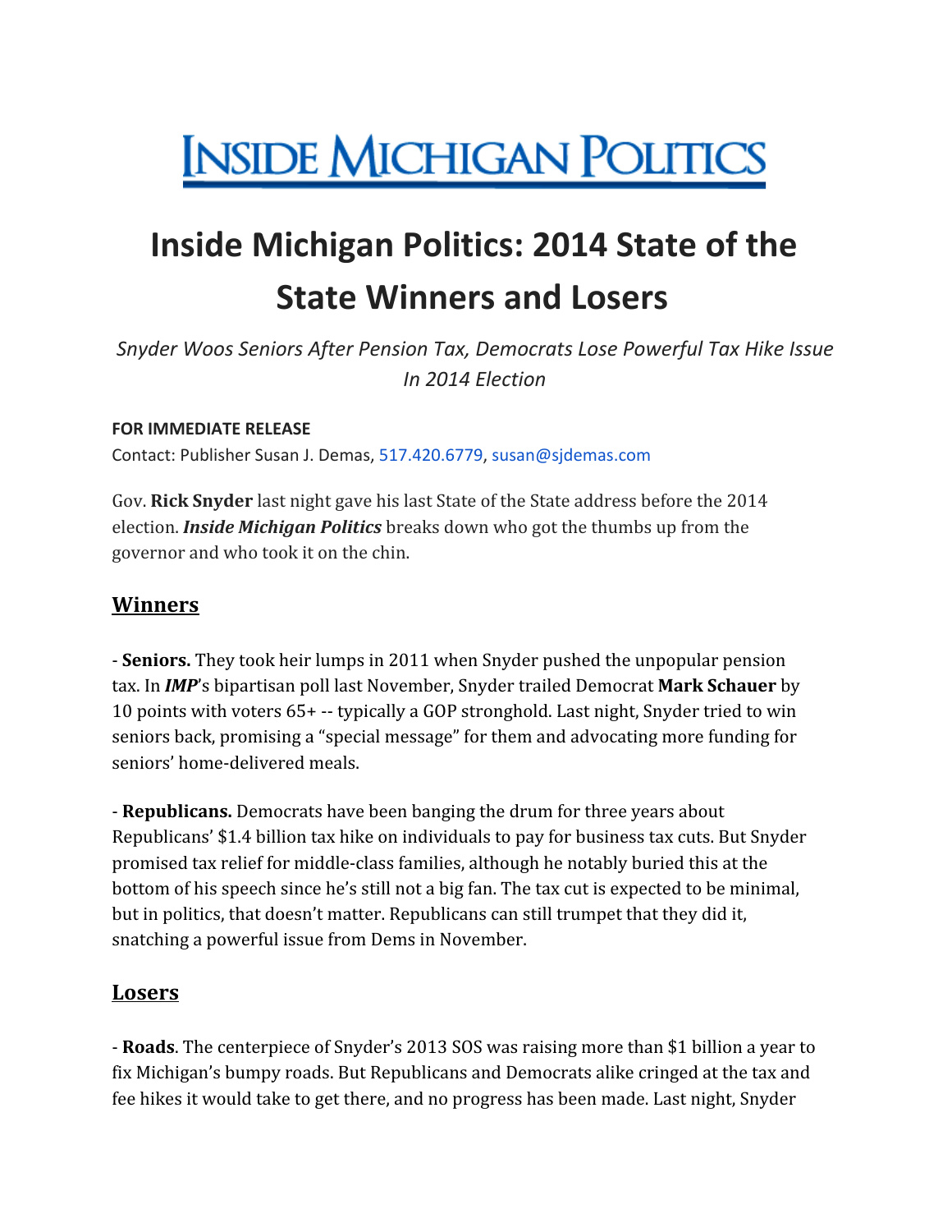# INSIDE MICHIGAN POLITICS

# Inside Michigan Politics: 2014 State of the State Winners and Losers

*Snyder Woos Seniors After Pension Tax, Democrats Lose Powerful Tax Hike Issue In 2014 Election*

**FOR IMMEDIATE RELEASE**

Contact: Publisher Susan J. Demas, 517.420.6779, susan@sjdemas.com

Gov. **Rick Snyder** last night gave his last State of the State address before the 2014 election. ***Inside Michigan Politics*** breaks down who got the thumbs up from the governor and who took it on the chin.

## Winners

- **Seniors.** They took heir lumps in 2011 when Snyder pushed the unpopular pension tax. In ***IMP***'s bipartisan poll last November, Snyder trailed Democrat **Mark Schauer** by 10 points with voters 65+ -- typically a GOP stronghold. Last night, Snyder tried to win seniors back, promising a "special message" for them and advocating more funding for seniors' home-delivered meals.

- **Republicans.** Democrats have been banging the drum for three years about Republicans' $1.4 billion tax hike on individuals to pay for business tax cuts. But Snyder promised tax relief for middle-class families, although he notably buried this at the bottom of his speech since he's still not a big fan. The tax cut is expected to be minimal, but in politics, that doesn't matter. Republicans can still trumpet that they did it, snatching a powerful issue from Dems in November.

## Losers

- **Roads**. The centerpiece of Snyder's 2013 SOS was raising more than $1 billion a year to fix Michigan's bumpy roads. But Republicans and Democrats alike cringed at the tax and fee hikes it would take to get there, and no progress has been made. Last night, Snyder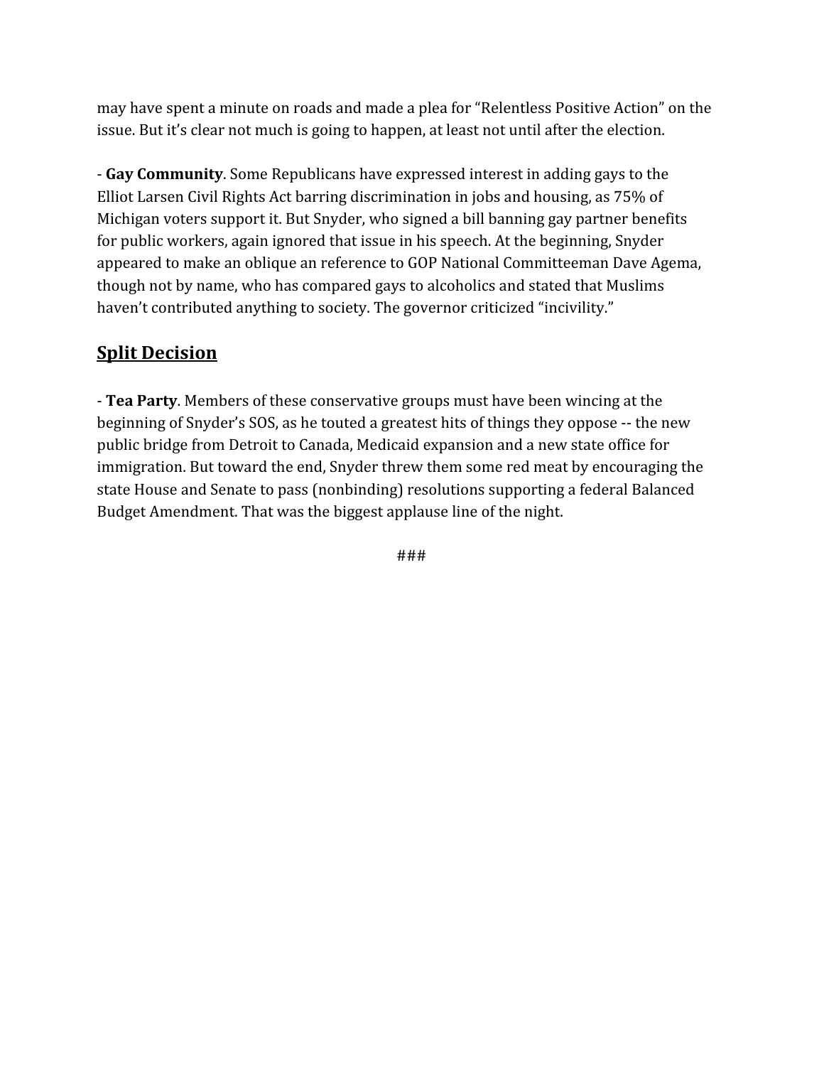may have spent a minute on roads and made a plea for "Relentless Positive Action" on the issue. But it's clear not much is going to happen, at least not until after the election.

- **Gay Community**. Some Republicans have expressed interest in adding gays to the Elliot Larsen Civil Rights Act barring discrimination in jobs and housing, as 75% of Michigan voters support it. But Snyder, who signed a bill banning gay partner benefits for public workers, again ignored that issue in his speech. At the beginning, Snyder appeared to make an oblique an reference to GOP National Committeeman Dave Agema, though not by name, who has compared gays to alcoholics and stated that Muslims haven't contributed anything to society. The governor criticized "incivility."

## Split Decision

- **Tea Party**. Members of these conservative groups must have been wincing at the beginning of Snyder's SOS, as he touted a greatest hits of things they oppose -- the new public bridge from Detroit to Canada, Medicaid expansion and a new state office for immigration. But toward the end, Snyder threw them some red meat by encouraging the state House and Senate to pass (nonbinding) resolutions supporting a federal Balanced Budget Amendment. That was the biggest applause line of the night.

###